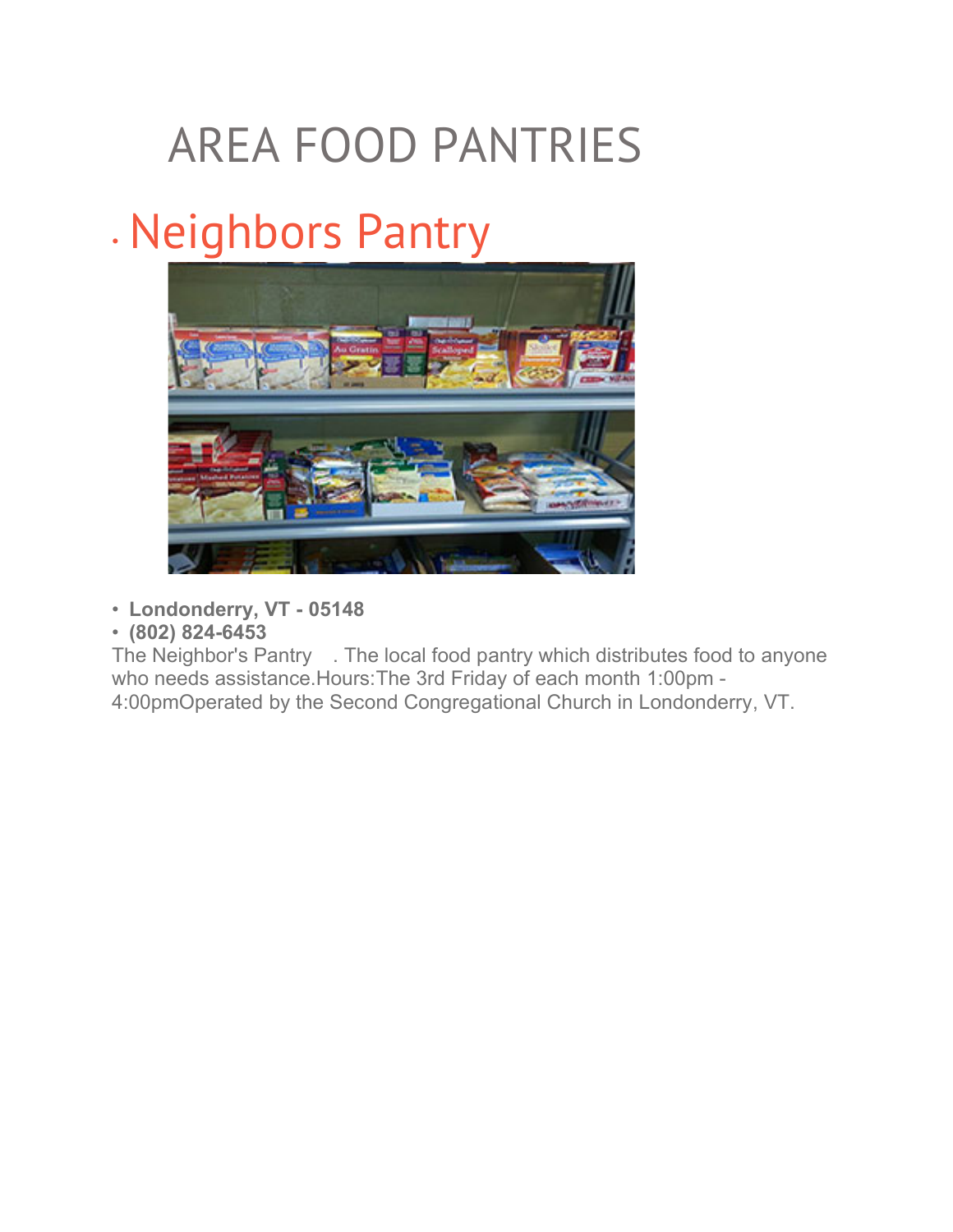# AREA FOOD PANTRIES

- ## Neighbors Pantry

- **Londonderry, VT - 05148**
- **(802) 824-6453**

The Neighbor's Pantry . The local food pantry which distributes food to anyone who needs assistance.Hours:The 3rd Friday of each month 1:00pm - 4:00pmOperated by the Second Congregational Church in Londonderry, VT.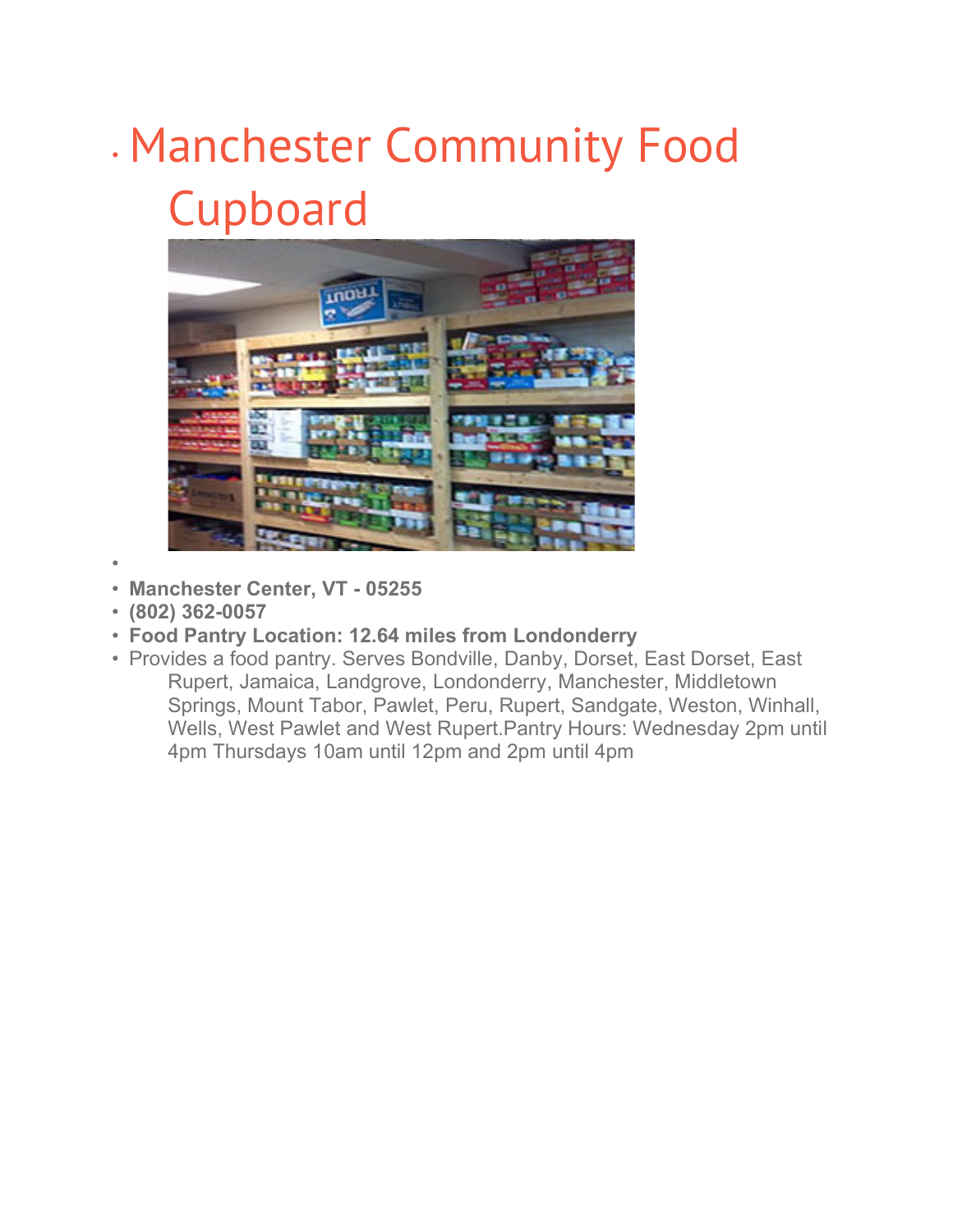- # Manchester Community Food Cupboard

- **Manchester Center, VT - 05255**
- **(802) 362-0057**
- **Food Pantry Location: 12.64 miles from Londonderry**
- Provides a food pantry. Serves Bondville, Danby, Dorset, East Dorset, East Rupert, Jamaica, Landgrove, Londonderry, Manchester, Middletown Springs, Mount Tabor, Pawlet, Peru, Rupert, Sandgate, Weston, Winhall, Wells, West Pawlet and West Rupert.Pantry Hours: Wednesday 2pm until 4pm Thursdays 10am until 12pm and 2pm until 4pm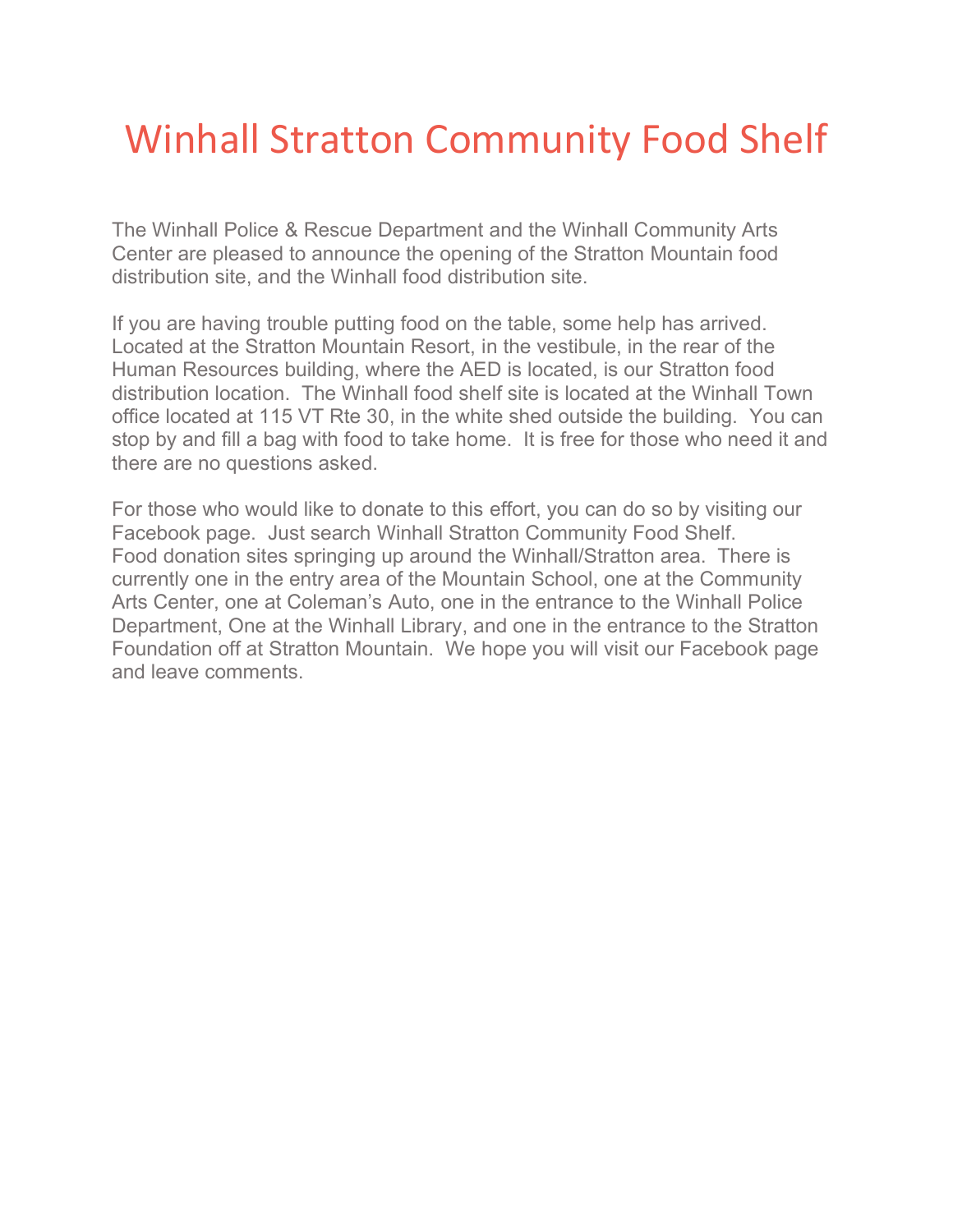# Winhall Stratton Community Food Shelf

The Winhall Police & Rescue Department and the Winhall Community Arts Center are pleased to announce the opening of the Stratton Mountain food distribution site, and the Winhall food distribution site.

If you are having trouble putting food on the table, some help has arrived. Located at the Stratton Mountain Resort, in the vestibule, in the rear of the Human Resources building, where the AED is located, is our Stratton food distribution location. The Winhall food shelf site is located at the Winhall Town office located at 115 VT Rte 30, in the white shed outside the building. You can stop by and fill a bag with food to take home. It is free for those who need it and there are no questions asked.

For those who would like to donate to this effort, you can do so by visiting our Facebook page. Just search Winhall Stratton Community Food Shelf. Food donation sites springing up around the Winhall/Stratton area. There is currently one in the entry area of the Mountain School, one at the Community Arts Center, one at Coleman's Auto, one in the entrance to the Winhall Police Department, One at the Winhall Library, and one in the entrance to the Stratton Foundation off at Stratton Mountain. We hope you will visit our Facebook page and leave comments.